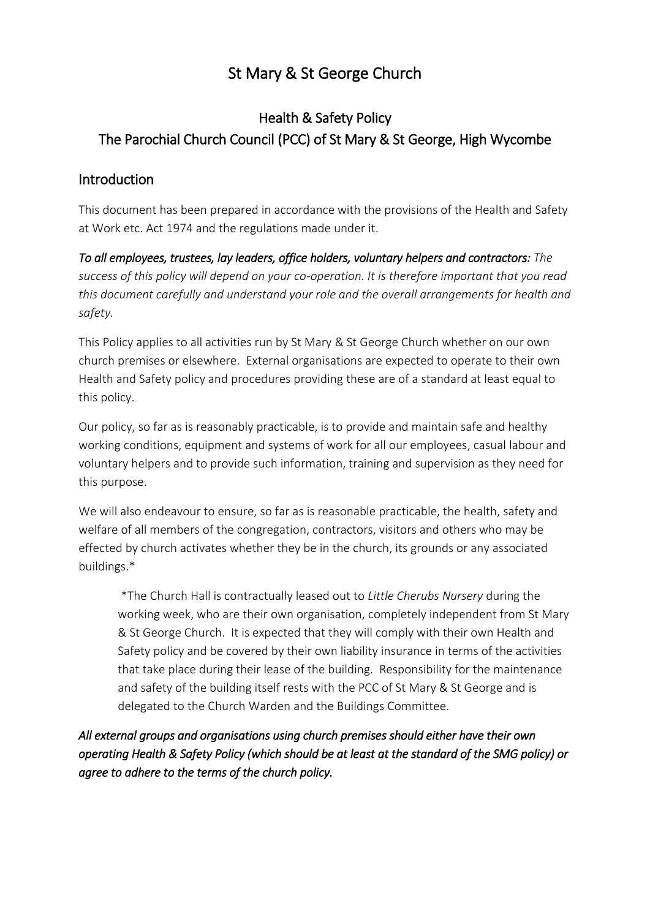# St Mary & St George Church

## Health & Safety Policy
## The Parochial Church Council (PCC) of St Mary & St George, High Wycombe

## Introduction

This document has been prepared in accordance with the provisions of the Health and Safety at Work etc. Act 1974 and the regulations made under it.

***To all employees, trustees, lay leaders, office holders, voluntary helpers and contractors:*** *The success of this policy will depend on your co-operation. It is therefore important that you read this document carefully and understand your role and the overall arrangements for health and safety.*

This Policy applies to all activities run by St Mary & St George Church whether on our own church premises or elsewhere. External organisations are expected to operate to their own Health and Safety policy and procedures providing these are of a standard at least equal to this policy.

Our policy, so far as is reasonably practicable, is to provide and maintain safe and healthy working conditions, equipment and systems of work for all our employees, casual labour and voluntary helpers and to provide such information, training and supervision as they need for this purpose.

We will also endeavour to ensure, so far as is reasonable practicable, the health, safety and welfare of all members of the congregation, contractors, visitors and others who may be effected by church activates whether they be in the church, its grounds or any associated buildings.*

> *The Church Hall is contractually leased out to *Little Cherubs Nursery* during the working week, who are their own organisation, completely independent from St Mary & St George Church. It is expected that they will comply with their own Health and Safety policy and be covered by their own liability insurance in terms of the activities that take place during their lease of the building. Responsibility for the maintenance and safety of the building itself rests with the PCC of St Mary & St George and is delegated to the Church Warden and the Buildings Committee.

***All external groups and organisations using church premises should either have their own operating Health & Safety Policy (which should be at least at the standard of the SMG policy) or agree to adhere to the terms of the church policy.***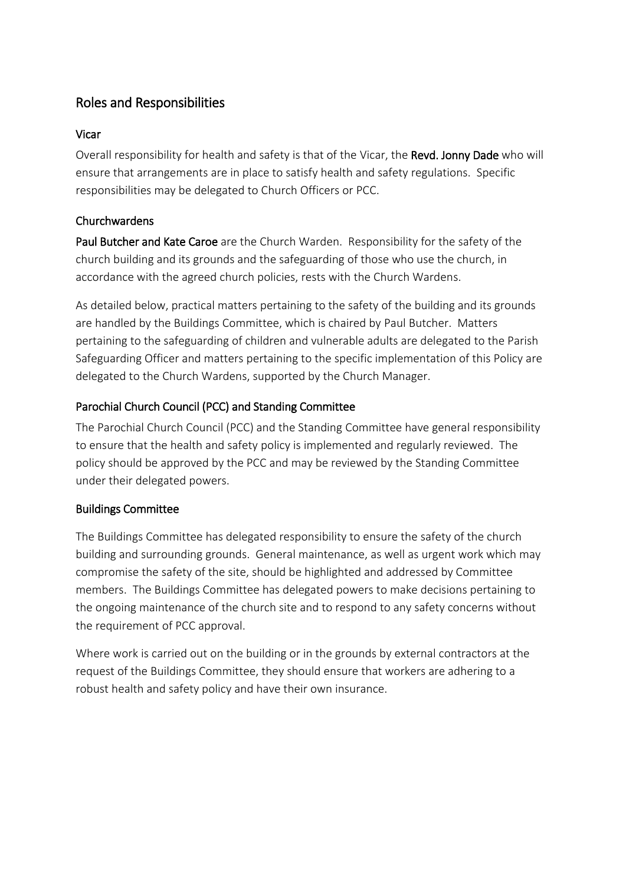## Roles and Responsibilities

### Vicar

Overall responsibility for health and safety is that of the Vicar, the **Revd. Jonny Dade** who will ensure that arrangements are in place to satisfy health and safety regulations. Specific responsibilities may be delegated to Church Officers or PCC.

### Churchwardens

**Paul Butcher and Kate Caroe** are the Church Warden. Responsibility for the safety of the church building and its grounds and the safeguarding of those who use the church, in accordance with the agreed church policies, rests with the Church Wardens.

As detailed below, practical matters pertaining to the safety of the building and its grounds are handled by the Buildings Committee, which is chaired by Paul Butcher. Matters pertaining to the safeguarding of children and vulnerable adults are delegated to the Parish Safeguarding Officer and matters pertaining to the specific implementation of this Policy are delegated to the Church Wardens, supported by the Church Manager.

### Parochial Church Council (PCC) and Standing Committee

The Parochial Church Council (PCC) and the Standing Committee have general responsibility to ensure that the health and safety policy is implemented and regularly reviewed. The policy should be approved by the PCC and may be reviewed by the Standing Committee under their delegated powers.

### Buildings Committee

The Buildings Committee has delegated responsibility to ensure the safety of the church building and surrounding grounds. General maintenance, as well as urgent work which may compromise the safety of the site, should be highlighted and addressed by Committee members. The Buildings Committee has delegated powers to make decisions pertaining to the ongoing maintenance of the church site and to respond to any safety concerns without the requirement of PCC approval.

Where work is carried out on the building or in the grounds by external contractors at the request of the Buildings Committee, they should ensure that workers are adhering to a robust health and safety policy and have their own insurance.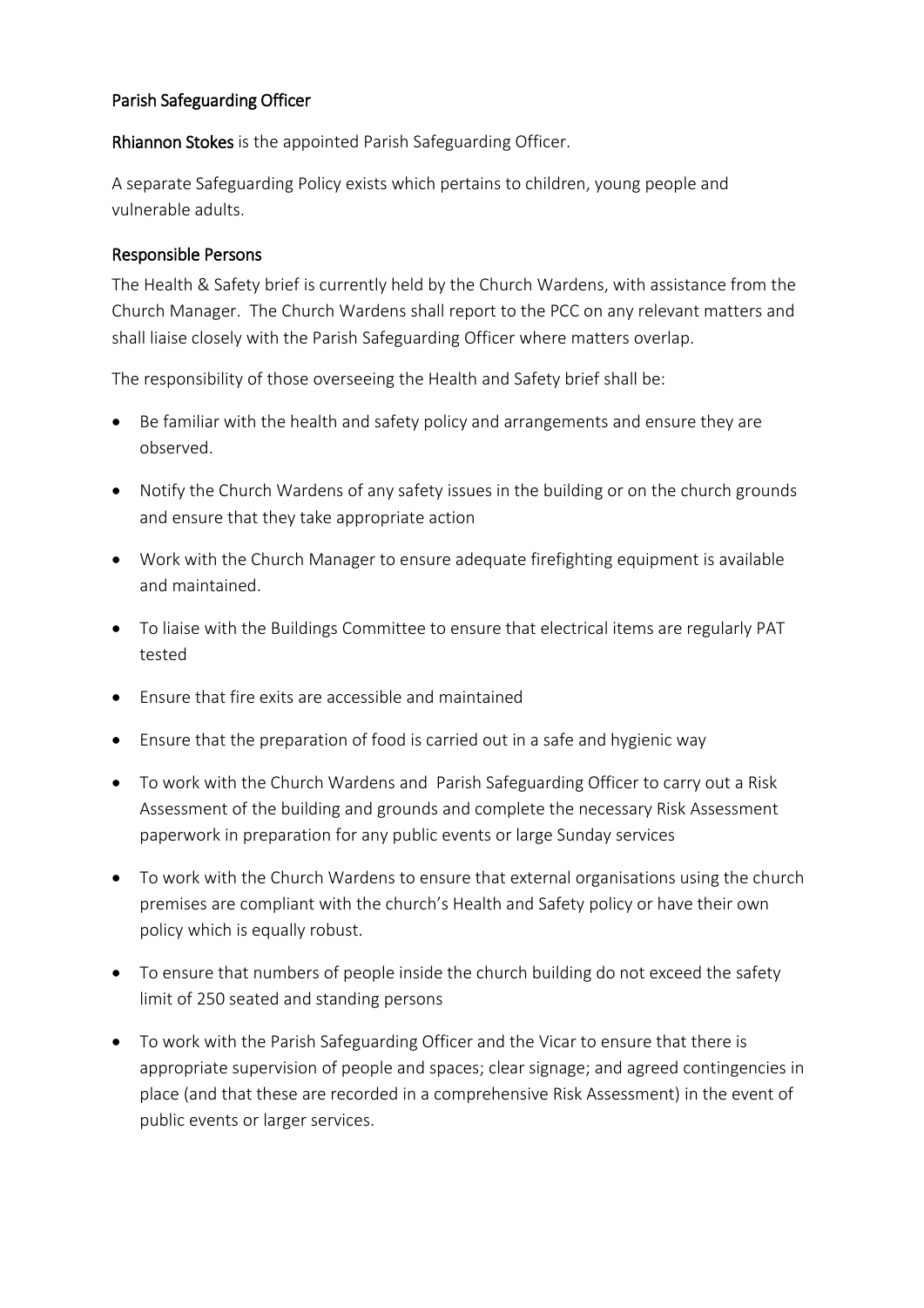## Parish Safeguarding Officer

**Rhiannon Stokes** is the appointed Parish Safeguarding Officer.

A separate Safeguarding Policy exists which pertains to children, young people and vulnerable adults.

## Responsible Persons

The Health & Safety brief is currently held by the Church Wardens, with assistance from the Church Manager. The Church Wardens shall report to the PCC on any relevant matters and shall liaise closely with the Parish Safeguarding Officer where matters overlap.

The responsibility of those overseeing the Health and Safety brief shall be:

- Be familiar with the health and safety policy and arrangements and ensure they are observed.
- Notify the Church Wardens of any safety issues in the building or on the church grounds and ensure that they take appropriate action
- Work with the Church Manager to ensure adequate firefighting equipment is available and maintained.
- To liaise with the Buildings Committee to ensure that electrical items are regularly PAT tested
- Ensure that fire exits are accessible and maintained
- Ensure that the preparation of food is carried out in a safe and hygienic way
- To work with the Church Wardens and Parish Safeguarding Officer to carry out a Risk Assessment of the building and grounds and complete the necessary Risk Assessment paperwork in preparation for any public events or large Sunday services
- To work with the Church Wardens to ensure that external organisations using the church premises are compliant with the church's Health and Safety policy or have their own policy which is equally robust.
- To ensure that numbers of people inside the church building do not exceed the safety limit of 250 seated and standing persons
- To work with the Parish Safeguarding Officer and the Vicar to ensure that there is appropriate supervision of people and spaces; clear signage; and agreed contingencies in place (and that these are recorded in a comprehensive Risk Assessment) in the event of public events or larger services.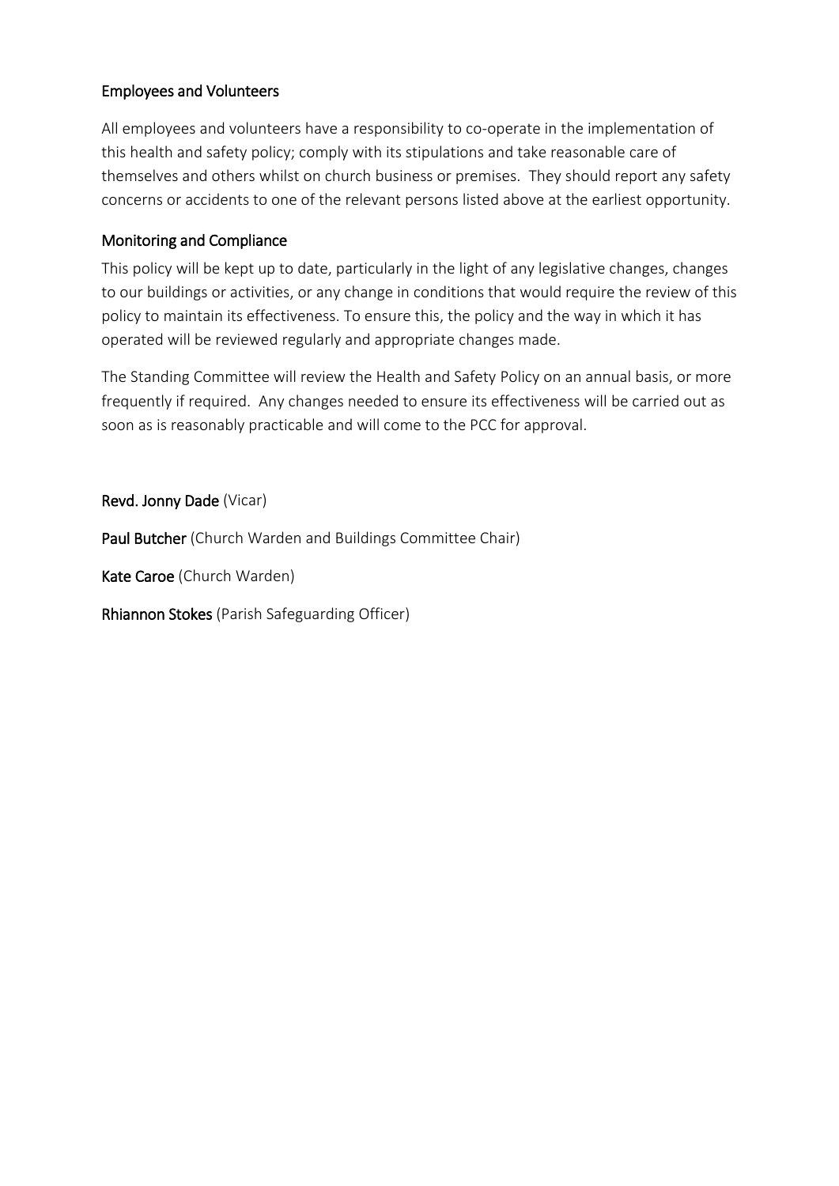### Employees and Volunteers

All employees and volunteers have a responsibility to co-operate in the implementation of this health and safety policy; comply with its stipulations and take reasonable care of themselves and others whilst on church business or premises. They should report any safety concerns or accidents to one of the relevant persons listed above at the earliest opportunity.

### Monitoring and Compliance

This policy will be kept up to date, particularly in the light of any legislative changes, changes to our buildings or activities, or any change in conditions that would require the review of this policy to maintain its effectiveness. To ensure this, the policy and the way in which it has operated will be reviewed regularly and appropriate changes made.

The Standing Committee will review the Health and Safety Policy on an annual basis, or more frequently if required. Any changes needed to ensure its effectiveness will be carried out as soon as is reasonably practicable and will come to the PCC for approval.

**Revd. Jonny Dade** (Vicar)

**Paul Butcher** (Church Warden and Buildings Committee Chair)

**Kate Caroe** (Church Warden)

**Rhiannon Stokes** (Parish Safeguarding Officer)